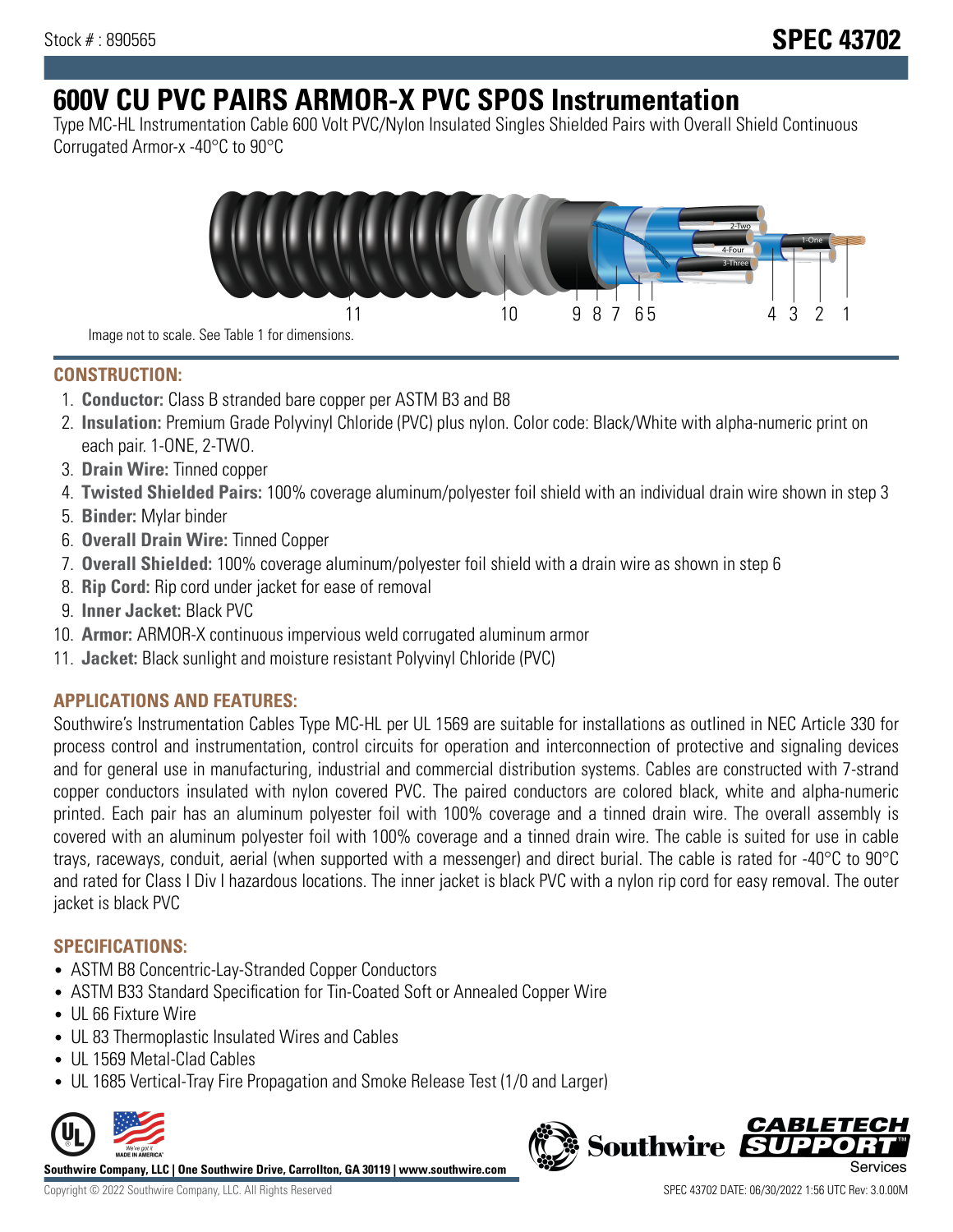Stock # : 890565

# SPEC 43702

# 600V CU PVC PAIRS ARMOR-X PVC SPOS Instrumentation

Type MC-HL Instrumentation Cable 600 Volt PVC/Nylon Insulated Singles Shielded Pairs with Overall Shield Continuous Corrugated Armor-x -40°C to 90°C

Image not to scale. See Table 1 for dimensions.

## CONSTRUCTION:

1. **Conductor:** Class B stranded bare copper per ASTM B3 and B8
2. **Insulation:** Premium Grade Polyvinyl Chloride (PVC) plus nylon. Color code: Black/White with alpha-numeric print on each pair. 1-ONE, 2-TWO.
3. **Drain Wire:** Tinned copper
4. **Twisted Shielded Pairs:** 100% coverage aluminum/polyester foil shield with an individual drain wire shown in step 3
5. **Binder:** Mylar binder
6. **Overall Drain Wire:** Tinned Copper
7. **Overall Shielded:** 100% coverage aluminum/polyester foil shield with a drain wire as shown in step 6
8. **Rip Cord:** Rip cord under jacket for ease of removal
9. **Inner Jacket:** Black PVC
10. **Armor:** ARMOR-X continuous impervious weld corrugated aluminum armor
11. **Jacket:** Black sunlight and moisture resistant Polyvinyl Chloride (PVC)

## APPLICATIONS AND FEATURES:

Southwire's Instrumentation Cables Type MC-HL per UL 1569 are suitable for installations as outlined in NEC Article 330 for process control and instrumentation, control circuits for operation and interconnection of protective and signaling devices and for general use in manufacturing, industrial and commercial distribution systems. Cables are constructed with 7-strand copper conductors insulated with nylon covered PVC. The paired conductors are colored black, white and alpha-numeric printed. Each pair has an aluminum polyester foil with 100% coverage and a tinned drain wire. The overall assembly is covered with an aluminum polyester foil with 100% coverage and a tinned drain wire. The cable is suited for use in cable trays, raceways, conduit, aerial (when supported with a messenger) and direct burial. The cable is rated for -40°C to 90°C and rated for Class I Div I hazardous locations. The inner jacket is black PVC with a nylon rip cord for easy removal. The outer jacket is black PVC

## SPECIFICATIONS:

- ASTM B8 Concentric-Lay-Stranded Copper Conductors
- ASTM B33 Standard Specification for Tin-Coated Soft or Annealed Copper Wire
- UL 66 Fixture Wire
- UL 83 Thermoplastic Insulated Wires and Cables
- UL 1569 Metal-Clad Cables
- UL 1685 Vertical-Tray Fire Propagation and Smoke Release Test (1/0 and Larger)

**Southwire Company, LLC | One Southwire Drive, Carrollton, GA 30119 | www.southwire.com**

Copyright © 2022 Southwire Company, LLC. All Rights Reserved

SPEC 43702 DATE: 06/30/2022 1:56 UTC Rev: 3.0.00M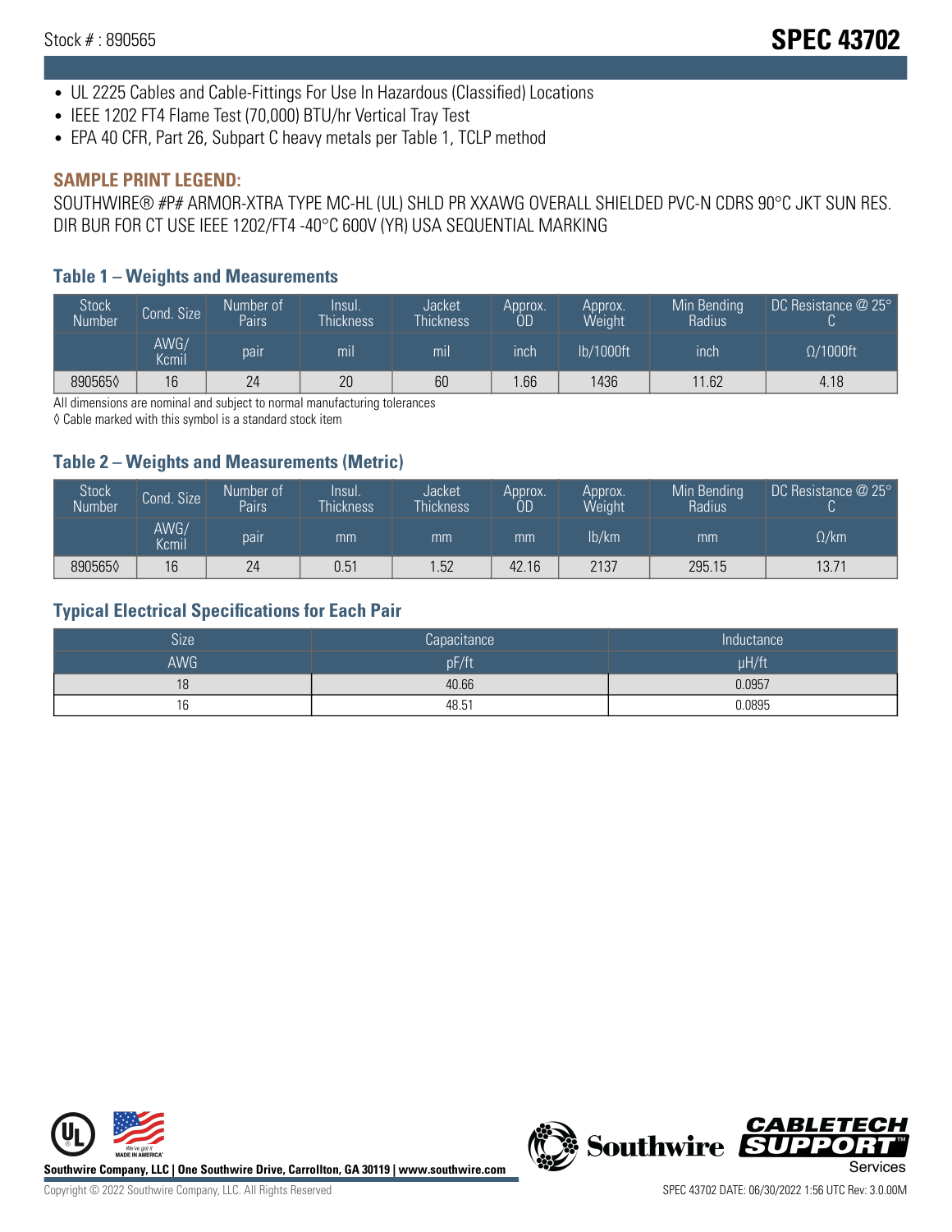- UL 2225 Cables and Cable-Fittings For Use In Hazardous (Classified) Locations
- IEEE 1202 FT4 Flame Test (70,000) BTU/hr Vertical Tray Test
- EPA 40 CFR, Part 26, Subpart C heavy metals per Table 1, TCLP method

### SAMPLE PRINT LEGEND:

SOUTHWIRE® #P# ARMOR-XTRA TYPE MC-HL (UL) SHLD PR XXAWG OVERALL SHIELDED PVC-N CDRS 90°C JKT SUN RES. DIR BUR FOR CT USE IEEE 1202/FT4 -40°C 600V (YR) USA SEQUENTIAL MARKING

### Table 1 – Weights and Measurements

| Stock Number | Cond. Size | Number of Pairs | Insul. Thickness | Jacket Thickness | Approx. OD | Approx. Weight | Min Bending Radius | DC Resistance @ 25° C |
|---|---|---|---|---|---|---|---|---|
| | AWG/ Kcmil | pair | mil | mil | inch | lb/1000ft | inch | Ω/1000ft |
| 890565◊ | 16 | 24 | 20 | 60 | 1.66 | 1436 | 11.62 | 4.18 |

All dimensions are nominal and subject to normal manufacturing tolerances

◊ Cable marked with this symbol is a standard stock item

### Table 2 – Weights and Measurements (Metric)

| Stock Number | Cond. Size | Number of Pairs | Insul. Thickness | Jacket Thickness | Approx. OD | Approx. Weight | Min Bending Radius | DC Resistance @ 25° C |
|---|---|---|---|---|---|---|---|---|
| | AWG/ Kcmil | pair | mm | mm | mm | lb/km | mm | Ω/km |
| 890565◊ | 16 | 24 | 0.51 | 1.52 | 42.16 | 2137 | 295.15 | 13.71 |

### Typical Electrical Specifications for Each Pair

| Size | Capacitance | Inductance |
|---|---|---|
| AWG | pF/ft | μH/ft |
| 18 | 40.66 | 0.0957 |
| 16 | 48.51 | 0.0895 |

Southwire Company, LLC | One Southwire Drive, Carrollton, GA 30119 | www.southwire.com

Copyright © 2022 Southwire Company, LLC. All Rights Reserved

SPEC 43702 DATE: 06/30/2022 1:56 UTC Rev: 3.0.00M